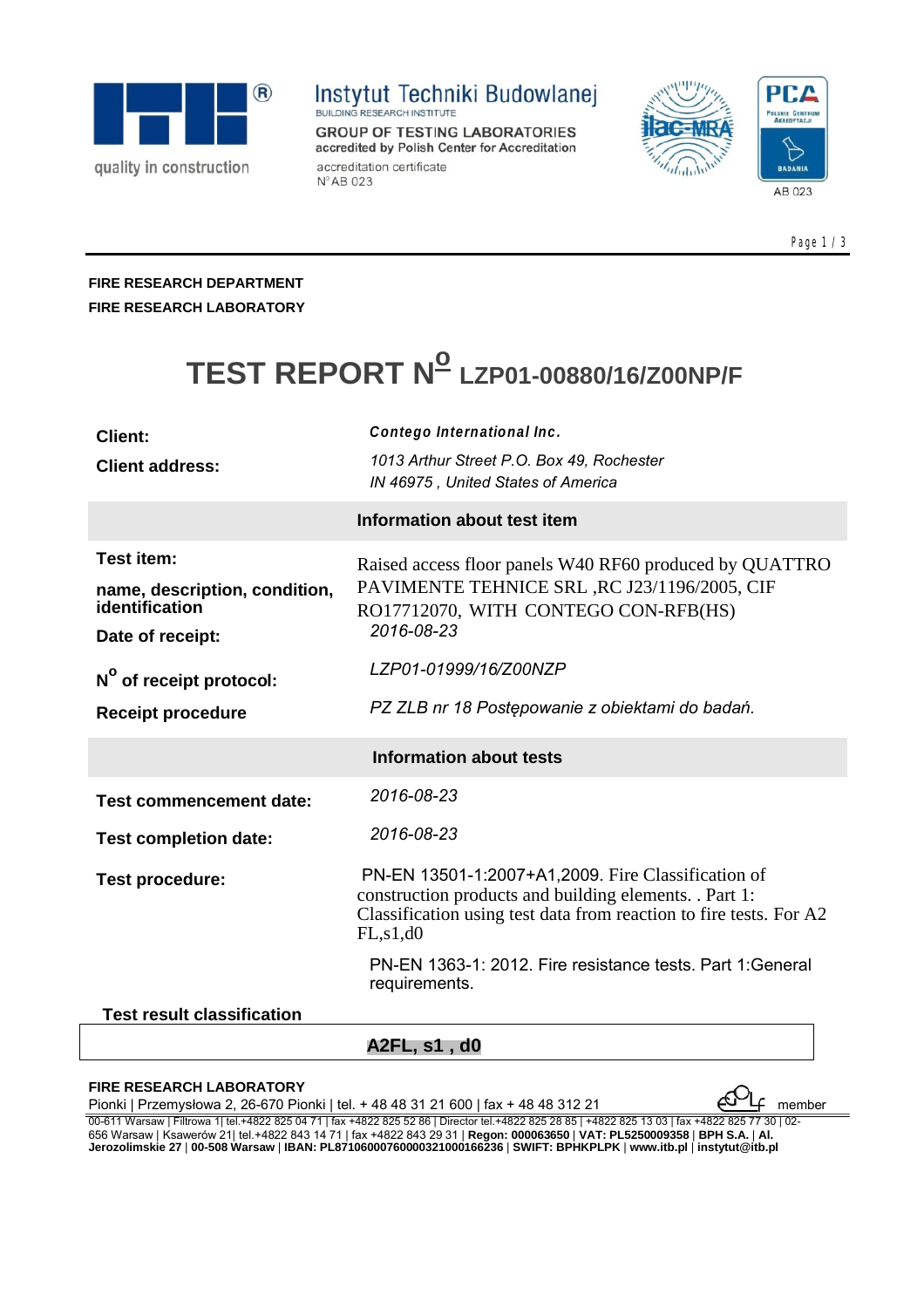Instytut Techniki Budowlanej
BUILDING RESEARCH INSTITUTE
GROUP OF TESTING LABORATORIES
accredited by Polish Center for Accreditation
accreditation certificate
N° AB 023

quality in construction

AB 023

**FIRE RESEARCH DEPARTMENT**
**FIRE RESEARCH LABORATORY**

# TEST REPORT N° LZP01-00880/16/Z00NP/F

| | |
|---|---|
| **Client:** | ***Contego International Inc.*** |
| **Client address:** | *1013 Arthur Street P.O. Box 49, Rochester IN 46975 , United States of America* |
| | **Information about test item** |
| **Test item:** **name, description, condition, identification** | Raised access floor panels W40 RF60 produced by QUATTRO PAVIMENTE TEHNICE SRL ,RC J23/1196/2005, CIF RO17712070, WITH CONTEGO CON-RFB(HS) |
| **Date of receipt:** | *2016-08-23* |
| **N° of receipt protocol:** | *LZP01-01999/16/Z00NZP* |
| **Receipt procedure** | *PZ ZLB nr 18 Postępowanie z obiektami do badań.* |
| | **Information about tests** |
| **Test commencement date:** | *2016-08-23* |
| **Test completion date:** | *2016-08-23* |
| **Test procedure:** | PN-EN 13501-1:2007+A1,2009. Fire Classification of construction products and building elements. . Part 1: Classification using test data from reaction to fire tests. For A2 FL,s1,d0<br>PN-EN 1363-1: 2012. Fire resistance tests. Part 1:General requirements. |

**Test result classification**

| **A2FL, s1 , d0** |
|---|

**FIRE RESEARCH LABORATORY**
Pionki | Przemysłowa 2, 26-670 Pionki | tel. + 48 48 31 21 600 | fax + 48 48 312 21

EOTA member

00-611 Warsaw | Filtrowa 1| tel.+4822 825 04 71 | fax +4822 825 52 86 | Director tel.+4822 825 28 85 | +4822 825 13 03 | fax +4822 825 77 30 | 02-656 Warsaw | Ksawerów 21| tel.+4822 843 14 71 | fax +4822 843 29 31 | **Regon: 000063650** | **VAT: PL5250009358** | **BPH S.A.** | **Al. Jerozolimskie 27** | **00-508 Warsaw** | **IBAN: PL87106000760000321000166236** | **SWIFT: BPHKPLPK** | **www.itb.pl** | **instytut@itb.pl**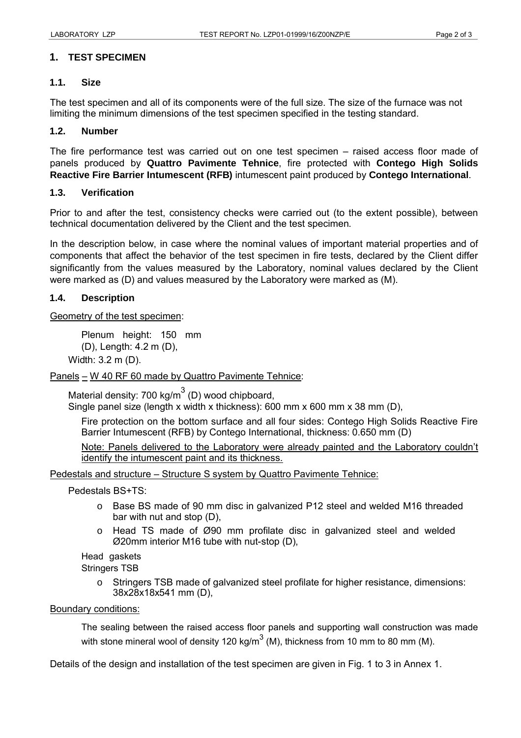## 1. TEST SPECIMEN

### 1.1. Size

The test specimen and all of its components were of the full size. The size of the furnace was not limiting the minimum dimensions of the test specimen specified in the testing standard.

### 1.2. Number

The fire performance test was carried out on one test specimen – raised access floor made of panels produced by **Quattro Pavimente Tehnice**, fire protected with **Contego High Solids Reactive Fire Barrier Intumescent (RFB)** intumescent paint produced by **Contego International**.

### 1.3. Verification

Prior to and after the test, consistency checks were carried out (to the extent possible), between technical documentation delivered by the Client and the test specimen.

In the description below, in case where the nominal values of important material properties and of components that affect the behavior of the test specimen in fire tests, declared by the Client differ significantly from the values measured by the Laboratory, nominal values declared by the Client were marked as (D) and values measured by the Laboratory were marked as (M).

### 1.4. Description

Geometry of the test specimen:

Plenum height: 150 mm (D), Length: 4.2 m (D),
Width: 3.2 m (D).

Panels – W 40 RF 60 made by Quattro Pavimente Tehnice:

Material density: 700 kg/m$^3$ (D) wood chipboard,
Single panel size (length x width x thickness): 600 mm x 600 mm x 38 mm (D),

Fire protection on the bottom surface and all four sides: Contego High Solids Reactive Fire Barrier Intumescent (RFB) by Contego International, thickness: 0.650 mm (D)

Note: Panels delivered to the Laboratory were already painted and the Laboratory couldn't identify the intumescent paint and its thickness.

Pedestals and structure – Structure S system by Quattro Pavimente Tehnice:

Pedestals BS+TS:

- Base BS made of 90 mm disc in galvanized P12 steel and welded M16 threaded bar with nut and stop (D),
- Head TS made of Ø90 mm profilate disc in galvanized steel and welded Ø20mm interior M16 tube with nut-stop (D),

Head gaskets
Stringers TSB

- Stringers TSB made of galvanized steel profilate for higher resistance, dimensions: 38x28x18x541 mm (D),

Boundary conditions:

The sealing between the raised access floor panels and supporting wall construction was made with stone mineral wool of density 120 kg/m$^3$ (M), thickness from 10 mm to 80 mm (M).

Details of the design and installation of the test specimen are given in Fig. 1 to 3 in Annex 1.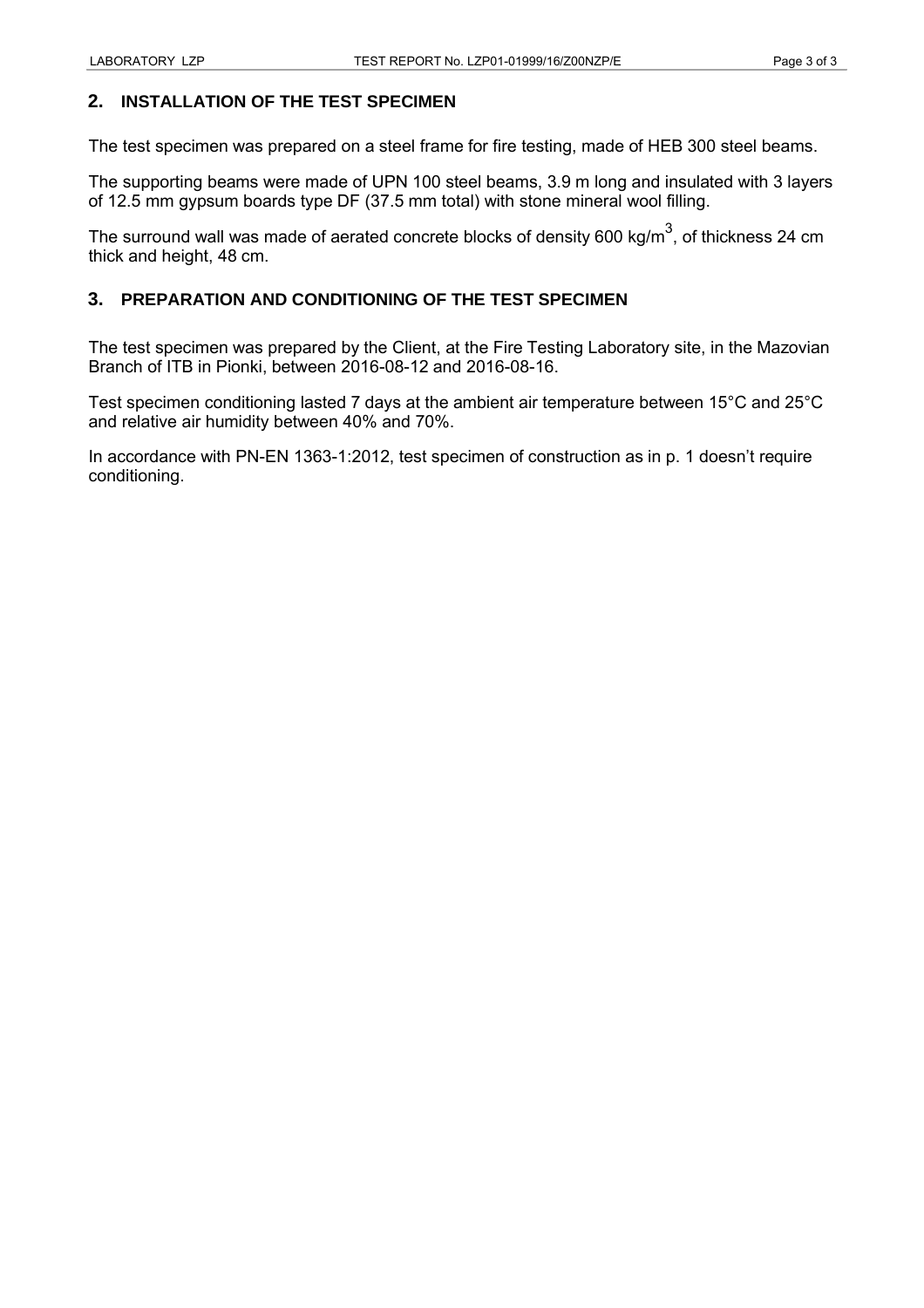## 2. INSTALLATION OF THE TEST SPECIMEN

The test specimen was prepared on a steel frame for fire testing, made of HEB 300 steel beams.

The supporting beams were made of UPN 100 steel beams, 3.9 m long and insulated with 3 layers of 12.5 mm gypsum boards type DF (37.5 mm total) with stone mineral wool filling.

The surround wall was made of aerated concrete blocks of density 600 kg/m$^3$, of thickness 24 cm thick and height, 48 cm.

## 3. PREPARATION AND CONDITIONING OF THE TEST SPECIMEN

The test specimen was prepared by the Client, at the Fire Testing Laboratory site, in the Mazovian Branch of ITB in Pionki, between 2016-08-12 and 2016-08-16.

Test specimen conditioning lasted 7 days at the ambient air temperature between 15°C and 25°C and relative air humidity between 40% and 70%.

In accordance with PN-EN 1363-1:2012, test specimen of construction as in p. 1 doesn't require conditioning.